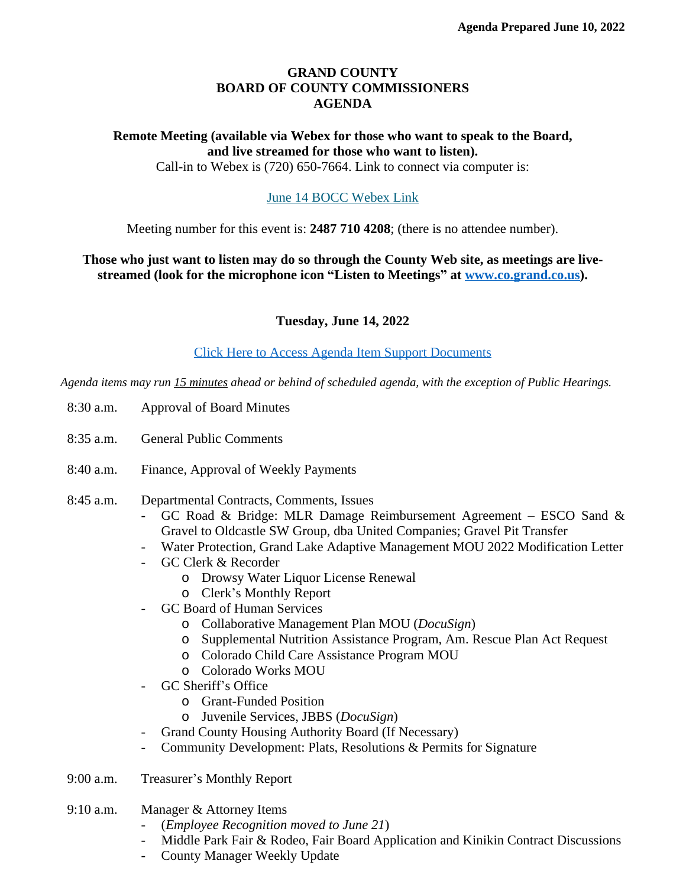**Agenda Prepared June 10, 2022**

# GRAND COUNTY
# BOARD OF COUNTY COMMISSIONERS
# AGENDA

**Remote Meeting (available via Webex for those who want to speak to the Board, and live streamed for those who want to listen).**
Call-in to Webex is (720) 650-7664. Link to connect via computer is:

[June 14 BOCC Webex Link]

Meeting number for this event is: **2487 710 4208**; (there is no attendee number).

**Those who just want to listen may do so through the County Web site, as meetings are live-streamed (look for the microphone icon "Listen to Meetings" at www.co.grand.co.us).**

## Tuesday, June 14, 2022

[Click Here to Access Agenda Item Support Documents]

*Agenda items may run 15 minutes ahead or behind of scheduled agenda, with the exception of Public Hearings.*

8:30 a.m. Approval of Board Minutes

8:35 a.m. General Public Comments

8:40 a.m. Finance, Approval of Weekly Payments

8:45 a.m. Departmental Contracts, Comments, Issues
- GC Road & Bridge: MLR Damage Reimbursement Agreement – ESCO Sand & Gravel to Oldcastle SW Group, dba United Companies; Gravel Pit Transfer
- Water Protection, Grand Lake Adaptive Management MOU 2022 Modification Letter
- GC Clerk & Recorder
  - Drowsy Water Liquor License Renewal
  - Clerk's Monthly Report
- GC Board of Human Services
  - Collaborative Management Plan MOU (*DocuSign*)
  - Supplemental Nutrition Assistance Program, Am. Rescue Plan Act Request
  - Colorado Child Care Assistance Program MOU
  - Colorado Works MOU
- GC Sheriff's Office
  - Grant-Funded Position
  - Juvenile Services, JBBS (*DocuSign*)
- Grand County Housing Authority Board (If Necessary)
- Community Development: Plats, Resolutions & Permits for Signature

9:00 a.m. Treasurer's Monthly Report

9:10 a.m. Manager & Attorney Items
- (*Employee Recognition moved to June 21*)
- Middle Park Fair & Rodeo, Fair Board Application and Kinikin Contract Discussions
- County Manager Weekly Update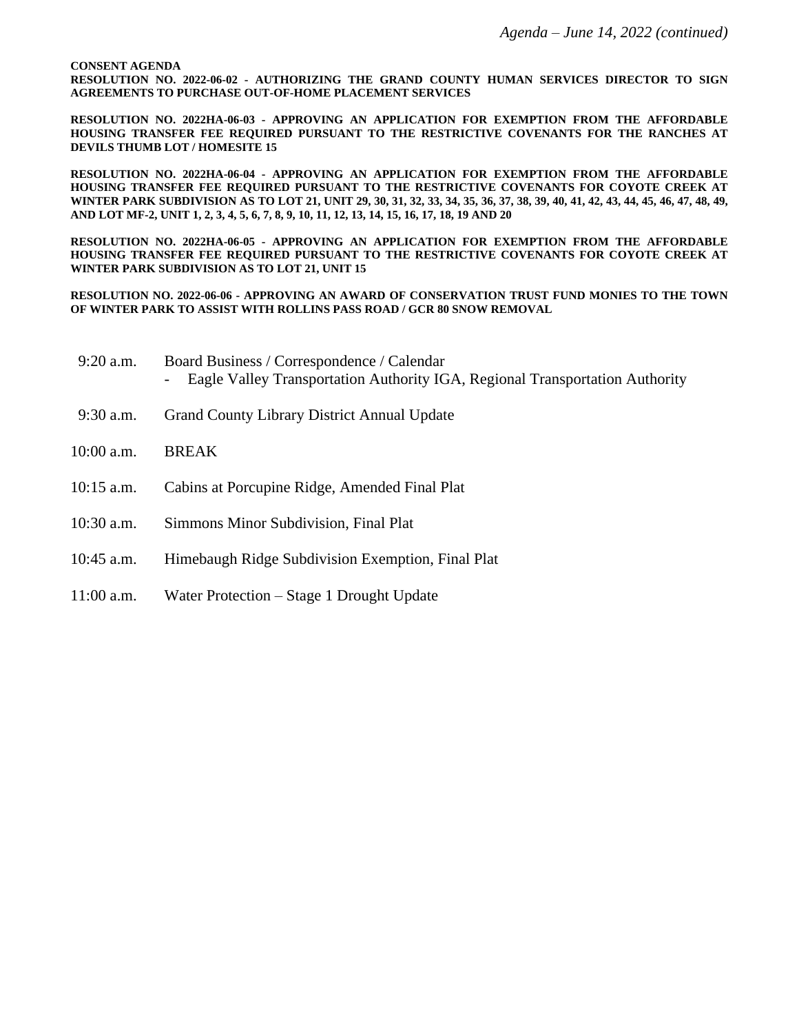**CONSENT AGENDA**

**RESOLUTION NO. 2022-06-02 - AUTHORIZING THE GRAND COUNTY HUMAN SERVICES DIRECTOR TO SIGN AGREEMENTS TO PURCHASE OUT-OF-HOME PLACEMENT SERVICES**

**RESOLUTION NO. 2022HA-06-03 - APPROVING AN APPLICATION FOR EXEMPTION FROM THE AFFORDABLE HOUSING TRANSFER FEE REQUIRED PURSUANT TO THE RESTRICTIVE COVENANTS FOR THE RANCHES AT DEVILS THUMB LOT / HOMESITE 15**

**RESOLUTION NO. 2022HA-06-04 - APPROVING AN APPLICATION FOR EXEMPTION FROM THE AFFORDABLE HOUSING TRANSFER FEE REQUIRED PURSUANT TO THE RESTRICTIVE COVENANTS FOR COYOTE CREEK AT WINTER PARK SUBDIVISION AS TO LOT 21, UNIT 29, 30, 31, 32, 33, 34, 35, 36, 37, 38, 39, 40, 41, 42, 43, 44, 45, 46, 47, 48, 49, AND LOT MF-2, UNIT 1, 2, 3, 4, 5, 6, 7, 8, 9, 10, 11, 12, 13, 14, 15, 16, 17, 18, 19 AND 20**

**RESOLUTION NO. 2022HA-06-05 - APPROVING AN APPLICATION FOR EXEMPTION FROM THE AFFORDABLE HOUSING TRANSFER FEE REQUIRED PURSUANT TO THE RESTRICTIVE COVENANTS FOR COYOTE CREEK AT WINTER PARK SUBDIVISION AS TO LOT 21, UNIT 15**

**RESOLUTION NO. 2022-06-06 - APPROVING AN AWARD OF CONSERVATION TRUST FUND MONIES TO THE TOWN OF WINTER PARK TO ASSIST WITH ROLLINS PASS ROAD / GCR 80 SNOW REMOVAL**

9:20 a.m. Board Business / Correspondence / Calendar
- Eagle Valley Transportation Authority IGA, Regional Transportation Authority

9:30 a.m. Grand County Library District Annual Update

10:00 a.m. BREAK

10:15 a.m. Cabins at Porcupine Ridge, Amended Final Plat

10:30 a.m. Simmons Minor Subdivision, Final Plat

10:45 a.m. Himebaugh Ridge Subdivision Exemption, Final Plat

11:00 a.m. Water Protection – Stage 1 Drought Update